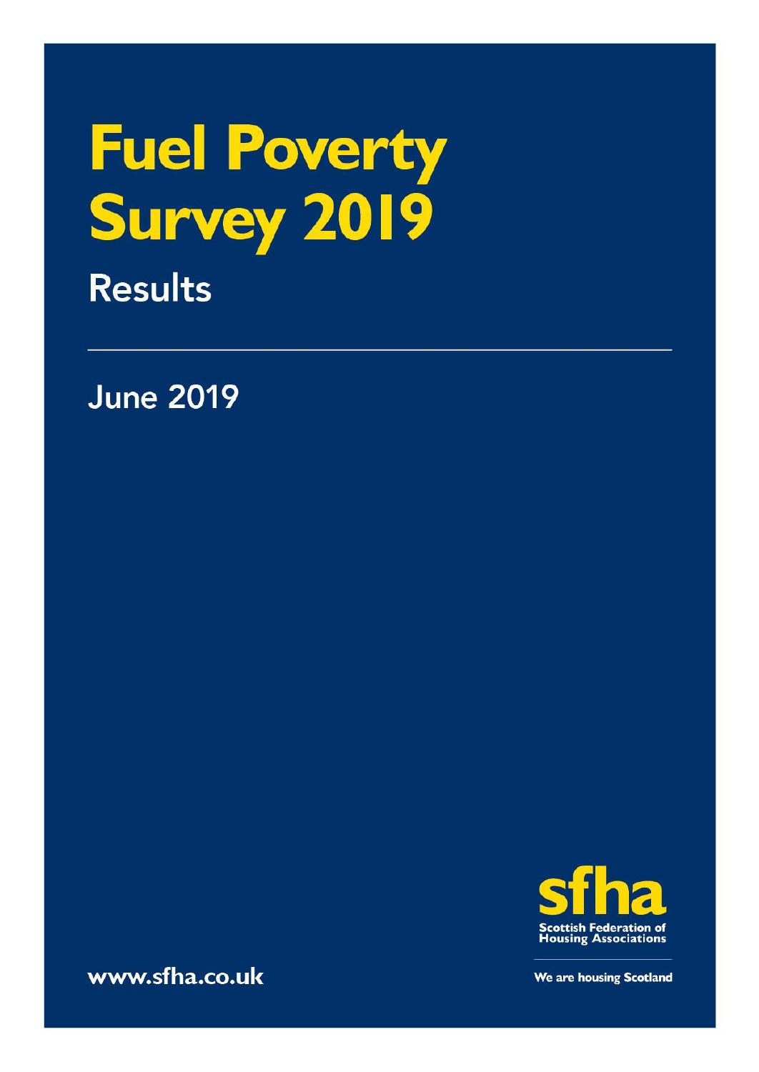# Fuel Poverty Survey 2019

## Results

June 2019

sfha

Scottish Federation of Housing Associations

We are housing Scotland

www.sfha.co.uk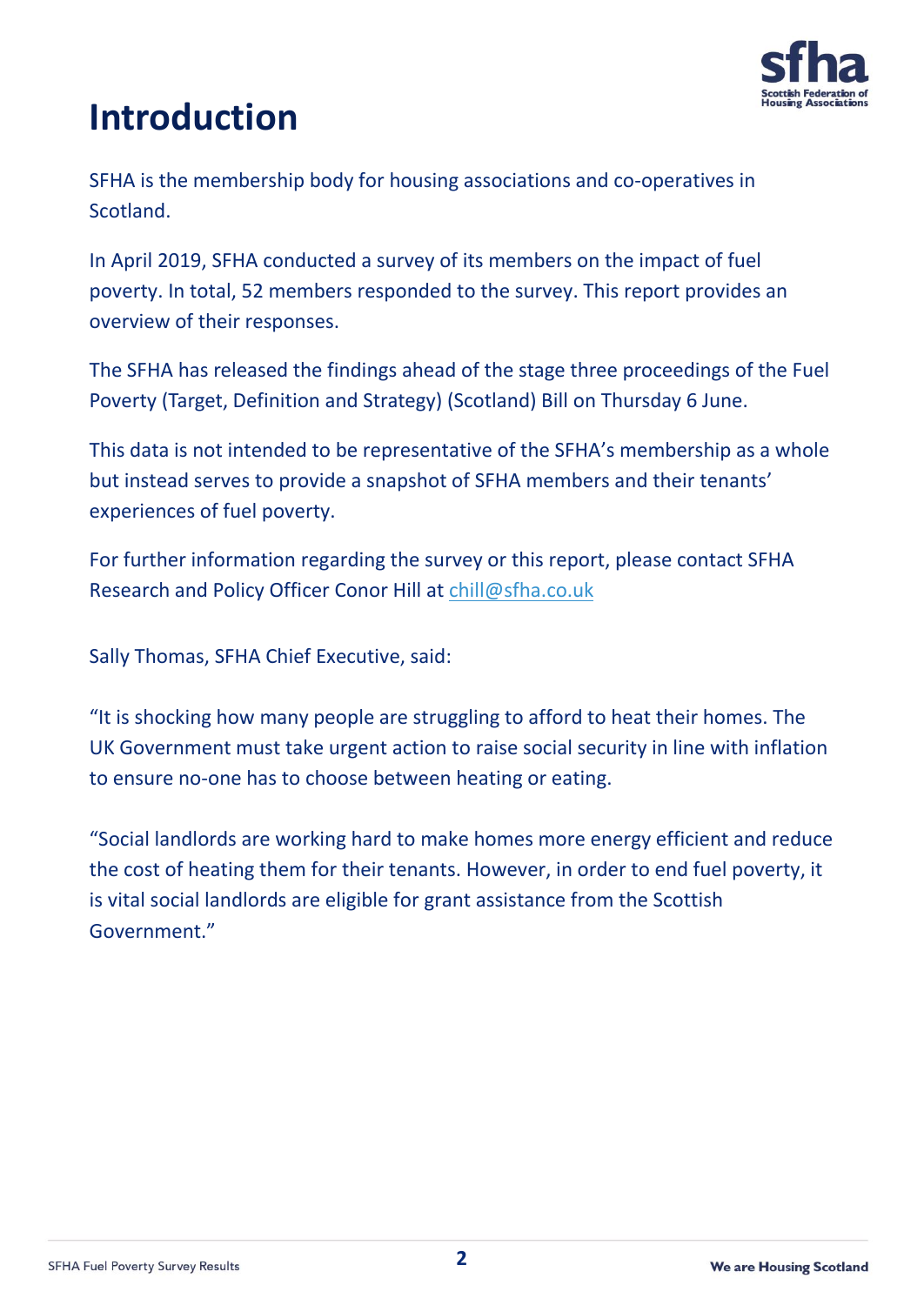# Introduction

SFHA is the membership body for housing associations and co-operatives in Scotland.

In April 2019, SFHA conducted a survey of its members on the impact of fuel poverty. In total, 52 members responded to the survey. This report provides an overview of their responses.

The SFHA has released the findings ahead of the stage three proceedings of the Fuel Poverty (Target, Definition and Strategy) (Scotland) Bill on Thursday 6 June.

This data is not intended to be representative of the SFHA's membership as a whole but instead serves to provide a snapshot of SFHA members and their tenants' experiences of fuel poverty.

For further information regarding the survey or this report, please contact SFHA Research and Policy Officer Conor Hill at chill@sfha.co.uk

Sally Thomas, SFHA Chief Executive, said:

"It is shocking how many people are struggling to afford to heat their homes. The UK Government must take urgent action to raise social security in line with inflation to ensure no-one has to choose between heating or eating.

"Social landlords are working hard to make homes more energy efficient and reduce the cost of heating them for their tenants. However, in order to end fuel poverty, it is vital social landlords are eligible for grant assistance from the Scottish Government."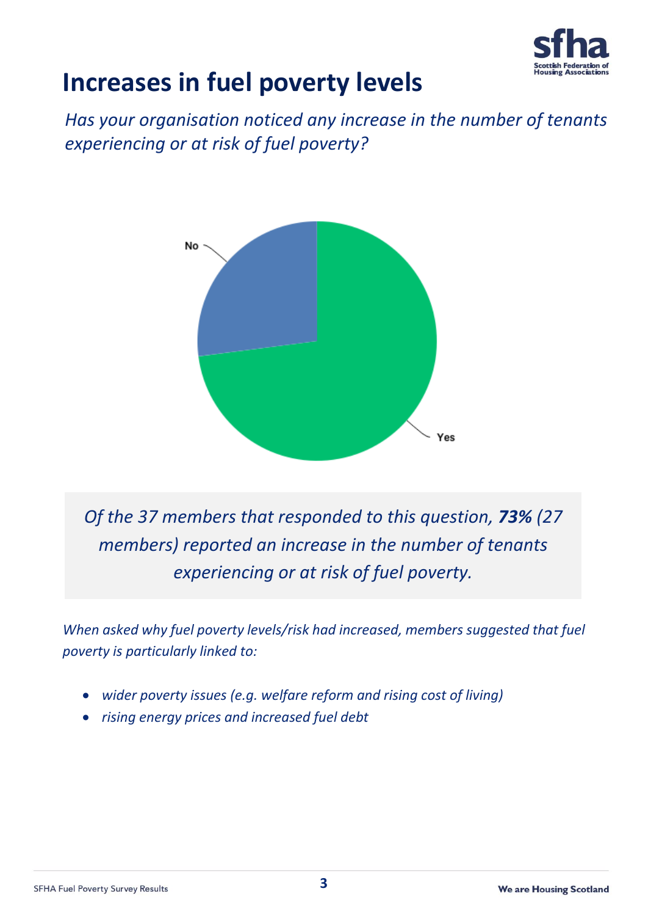# Increases in fuel poverty levels

*Has your organisation noticed any increase in the number of tenants experiencing or at risk of fuel poverty?*

No

Yes

*Of the 37 members that responded to this question, **73%** (27 members) reported an increase in the number of tenants experiencing or at risk of fuel poverty.*

*When asked why fuel poverty levels/risk had increased, members suggested that fuel poverty is particularly linked to:*

- *wider poverty issues (e.g. welfare reform and rising cost of living)*
- *rising energy prices and increased fuel debt*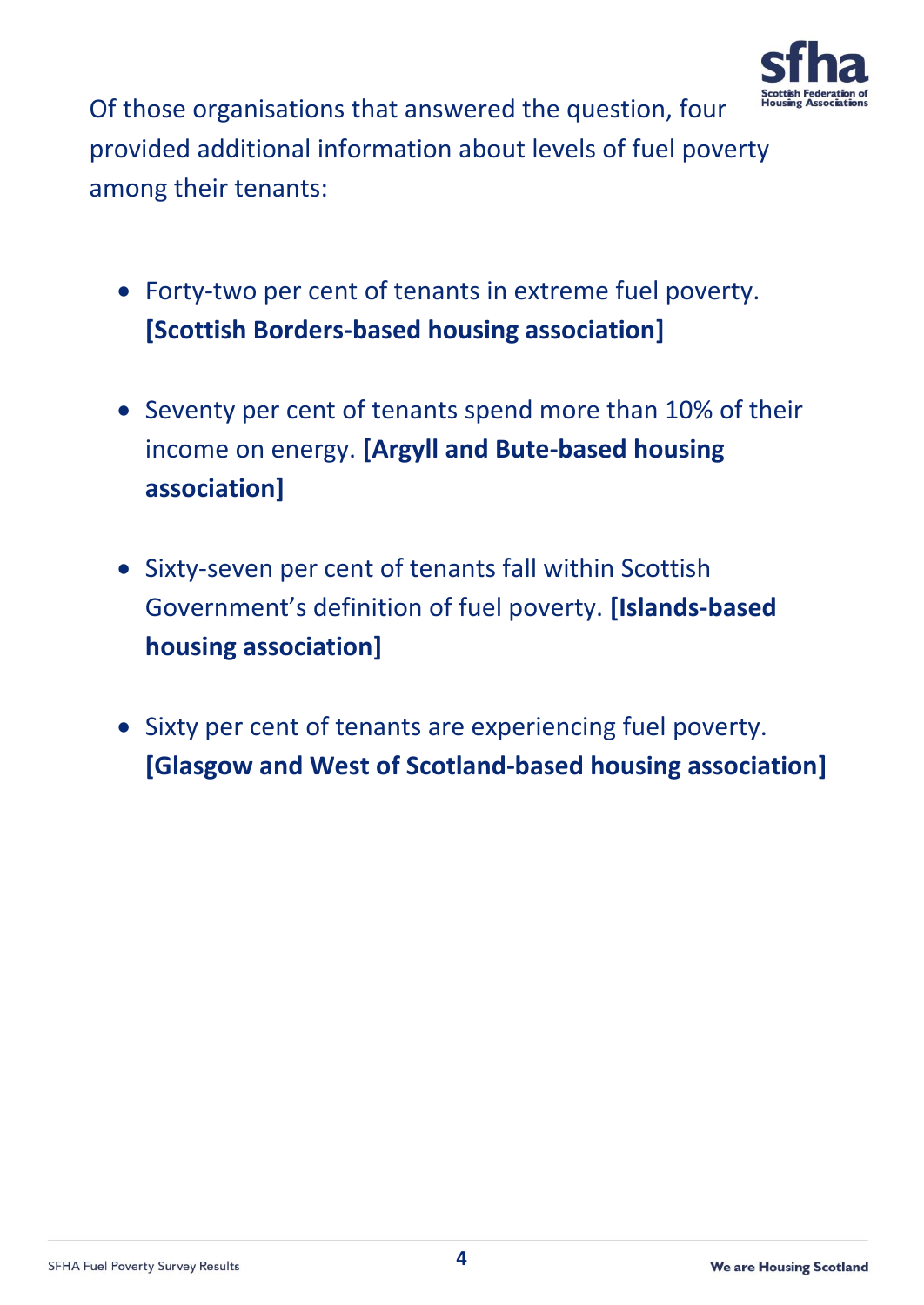Of those organisations that answered the question, four provided additional information about levels of fuel poverty among their tenants:

- Forty-two per cent of tenants in extreme fuel poverty. **[Scottish Borders-based housing association]**

- Seventy per cent of tenants spend more than 10% of their income on energy. **[Argyll and Bute-based housing association]**

- Sixty-seven per cent of tenants fall within Scottish Government's definition of fuel poverty. **[Islands-based housing association]**

- Sixty per cent of tenants are experiencing fuel poverty. **[Glasgow and West of Scotland-based housing association]**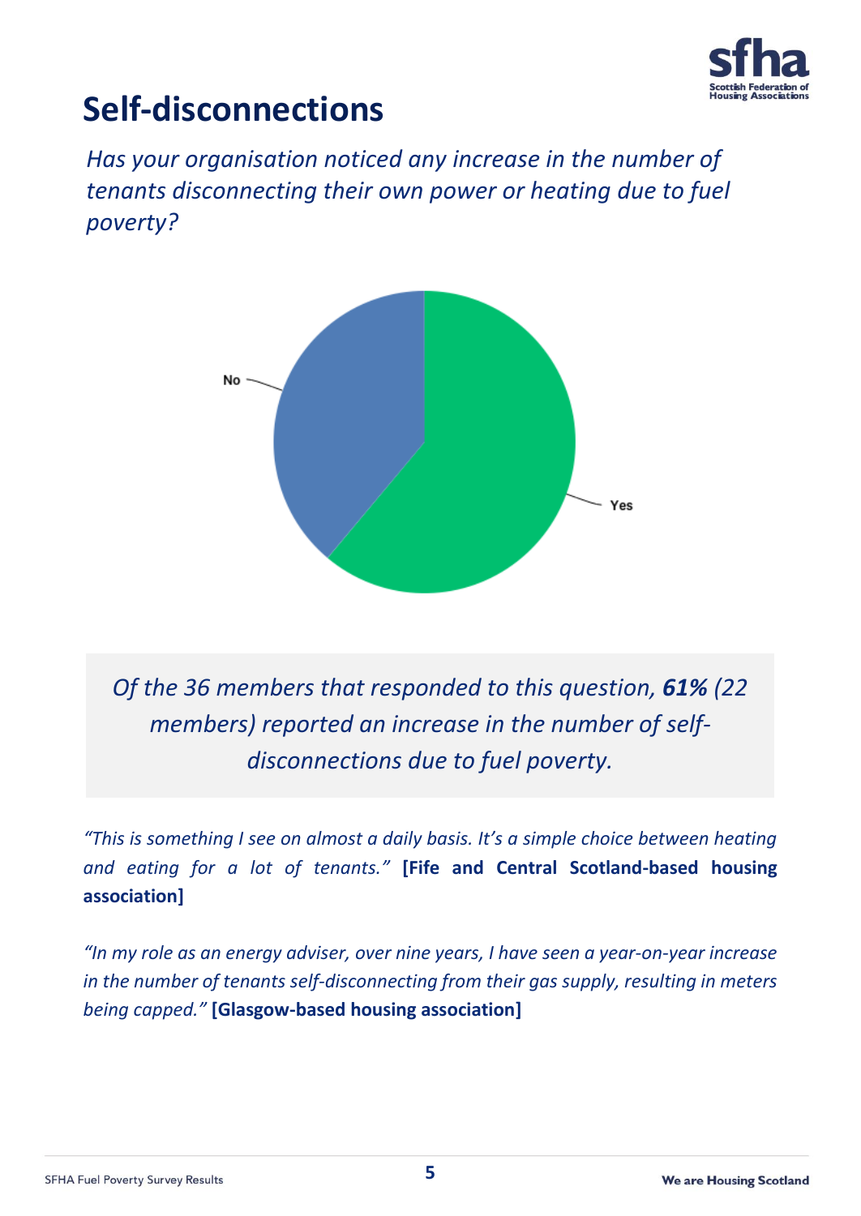# Self-disconnections

*Has your organisation noticed any increase in the number of tenants disconnecting their own power or heating due to fuel poverty?*

No

Yes

*Of the 36 members that responded to this question, **61%** (22 members) reported an increase in the number of self-disconnections due to fuel poverty.*

*"This is something I see on almost a daily basis. It's a simple choice between heating and eating for a lot of tenants."* **[Fife and Central Scotland-based housing association]**

*"In my role as an energy adviser, over nine years, I have seen a year-on-year increase in the number of tenants self-disconnecting from their gas supply, resulting in meters being capped."* **[Glasgow-based housing association]**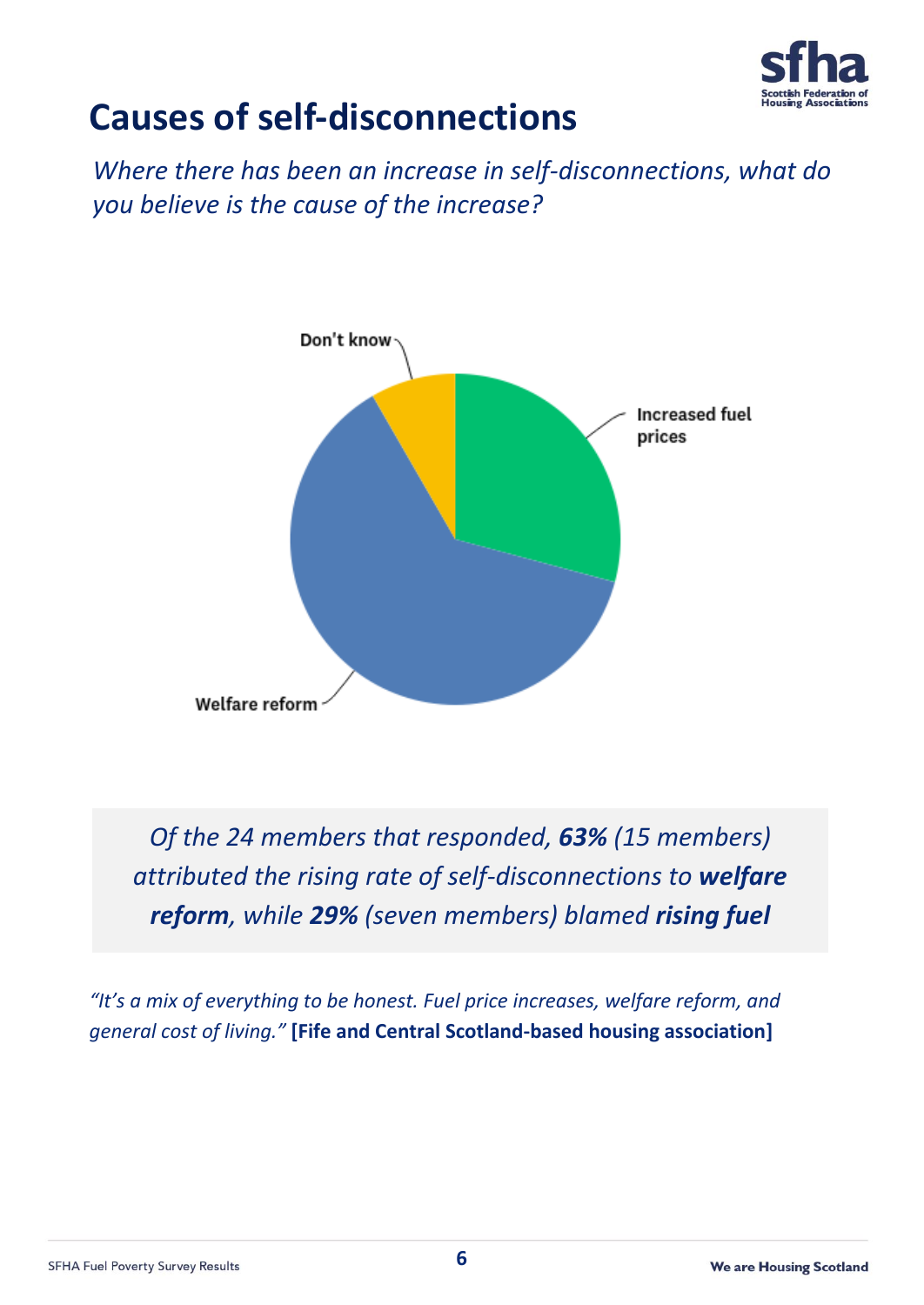# Causes of self-disconnections

*Where there has been an increase in self-disconnections, what do you believe is the cause of the increase?*

Don't know

Increased fuel prices

Welfare reform

*Of the 24 members that responded, **63%** (15 members) attributed the rising rate of self-disconnections to **welfare reform**, while **29%** (seven members) blamed **rising fuel***

*"It's a mix of everything to be honest. Fuel price increases, welfare reform, and general cost of living."* **[Fife and Central Scotland-based housing association]**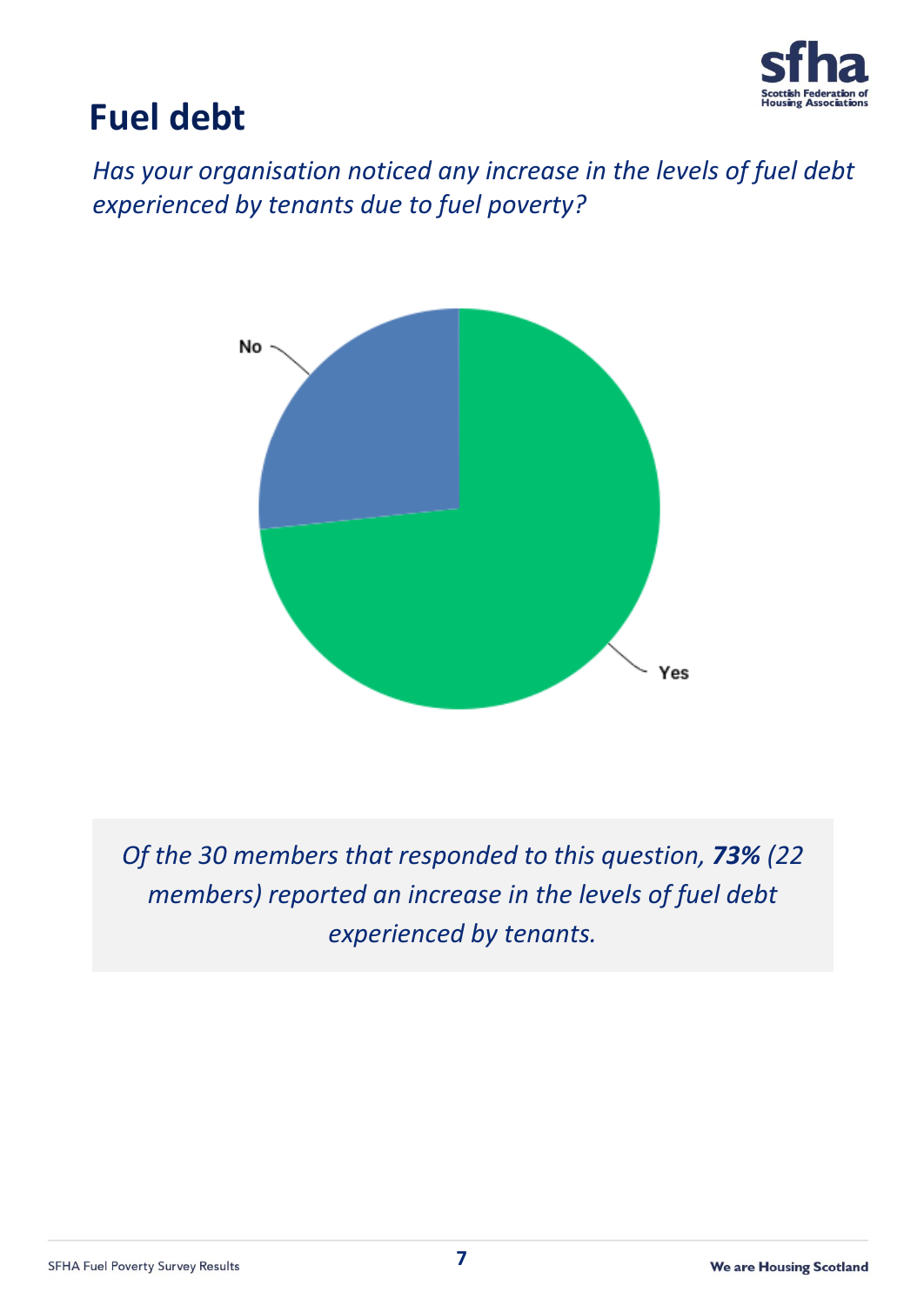# Fuel debt

*Has your organisation noticed any increase in the levels of fuel debt experienced by tenants due to fuel poverty?*

No

Yes

*Of the 30 members that responded to this question, **73%** (22 members) reported an increase in the levels of fuel debt experienced by tenants.*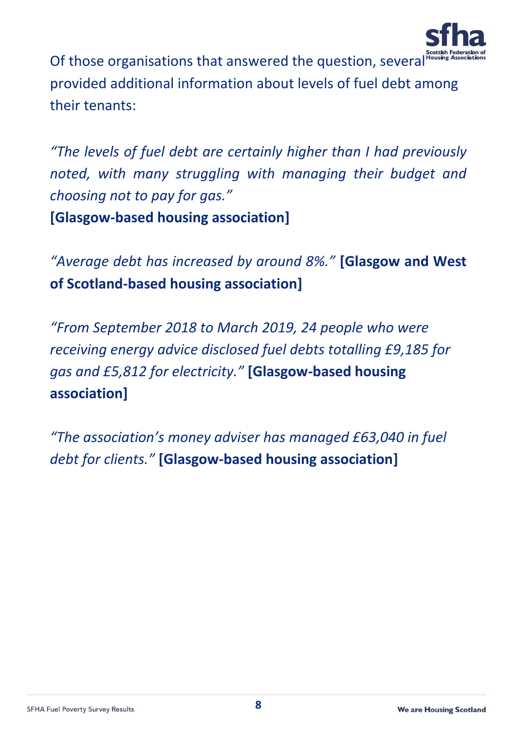Of those organisations that answered the question, several provided additional information about levels of fuel debt among their tenants:

*"The levels of fuel debt are certainly higher than I had previously noted, with many struggling with managing their budget and choosing not to pay for gas."*
**[Glasgow-based housing association]**

*"Average debt has increased by around 8%."* **[Glasgow and West of Scotland-based housing association]**

*"From September 2018 to March 2019, 24 people who were receiving energy advice disclosed fuel debts totalling £9,185 for gas and £5,812 for electricity."* **[Glasgow-based housing association]**

*"The association's money adviser has managed £63,040 in fuel debt for clients."* **[Glasgow-based housing association]**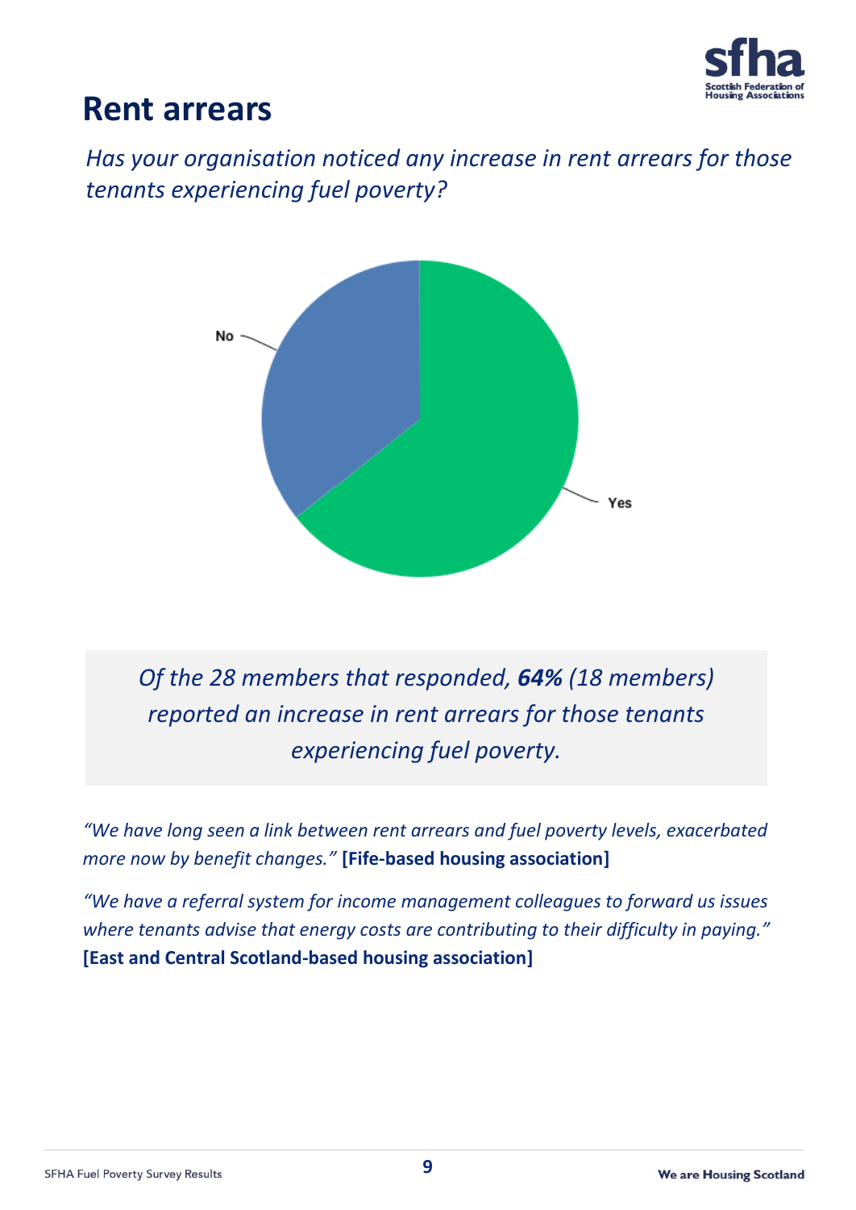# Rent arrears

*Has your organisation noticed any increase in rent arrears for those tenants experiencing fuel poverty?*

No

Yes

*Of the 28 members that responded, **64%** (18 members) reported an increase in rent arrears for those tenants experiencing fuel poverty.*

*"We have long seen a link between rent arrears and fuel poverty levels, exacerbated more now by benefit changes."* **[Fife-based housing association]**

*"We have a referral system for income management colleagues to forward us issues where tenants advise that energy costs are contributing to their difficulty in paying."* **[East and Central Scotland-based housing association]**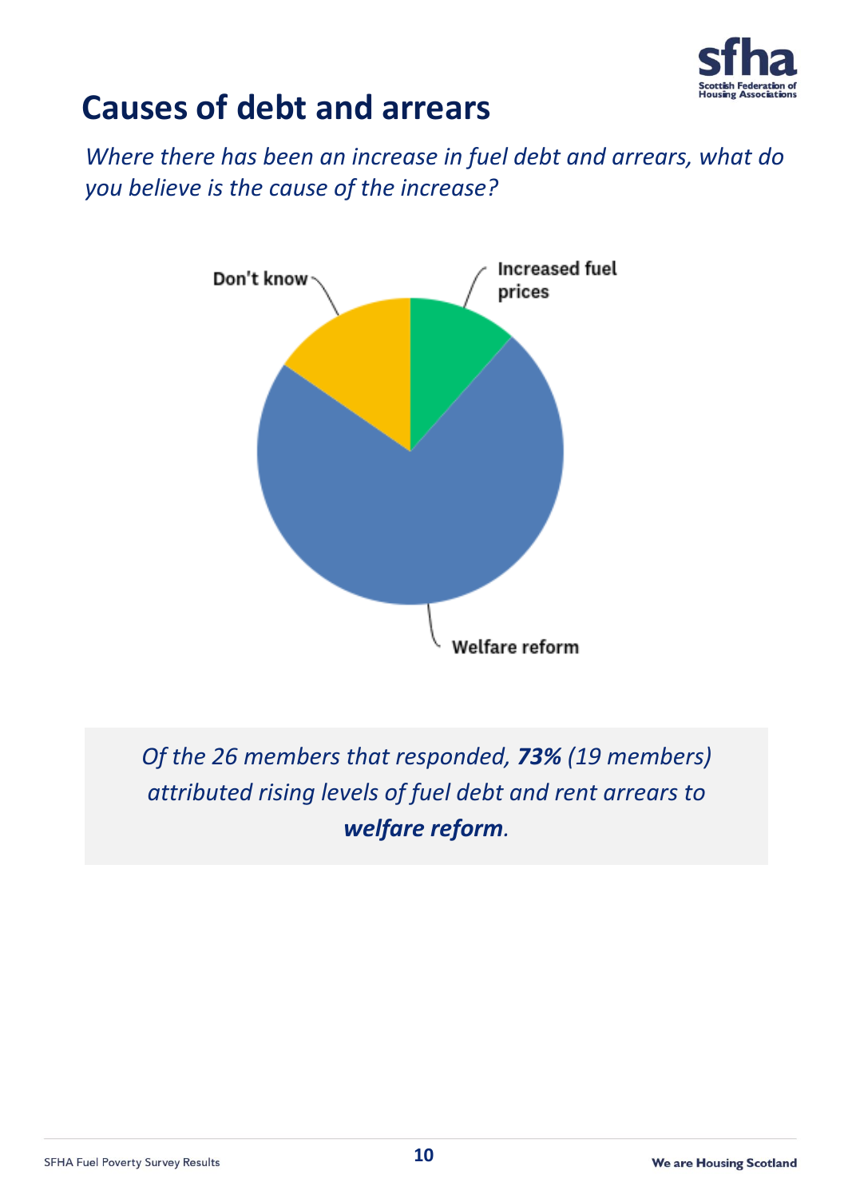## Causes of debt and arrears

*Where there has been an increase in fuel debt and arrears, what do you believe is the cause of the increase?*

Don't know

Increased fuel prices

Welfare reform

*Of the 26 members that responded, **73%** (19 members) attributed rising levels of fuel debt and rent arrears to **welfare reform**.*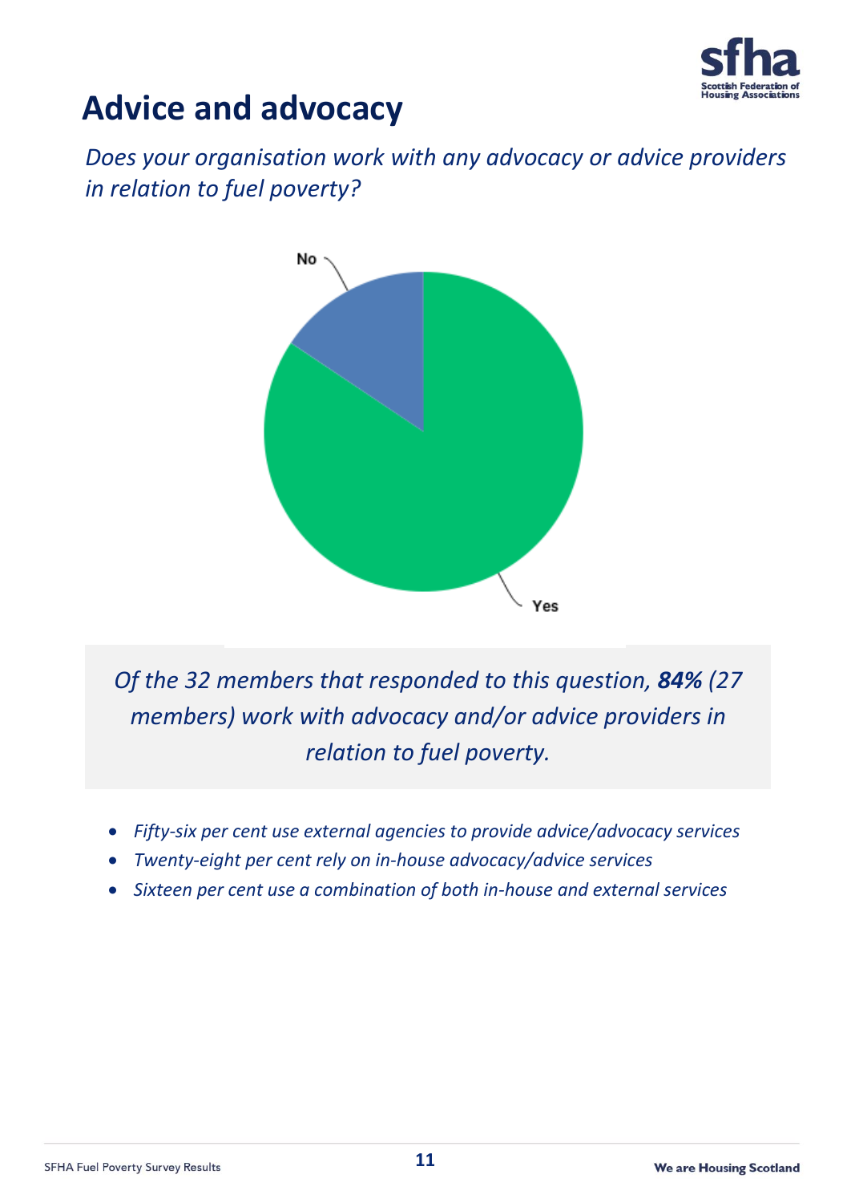# Advice and advocacy

*Does your organisation work with any advocacy or advice providers in relation to fuel poverty?*

No

Yes

*Of the 32 members that responded to this question, **84%** (27 members) work with advocacy and/or advice providers in relation to fuel poverty.*

- *Fifty-six per cent use external agencies to provide advice/advocacy services*
- *Twenty-eight per cent rely on in-house advocacy/advice services*
- *Sixteen per cent use a combination of both in-house and external services*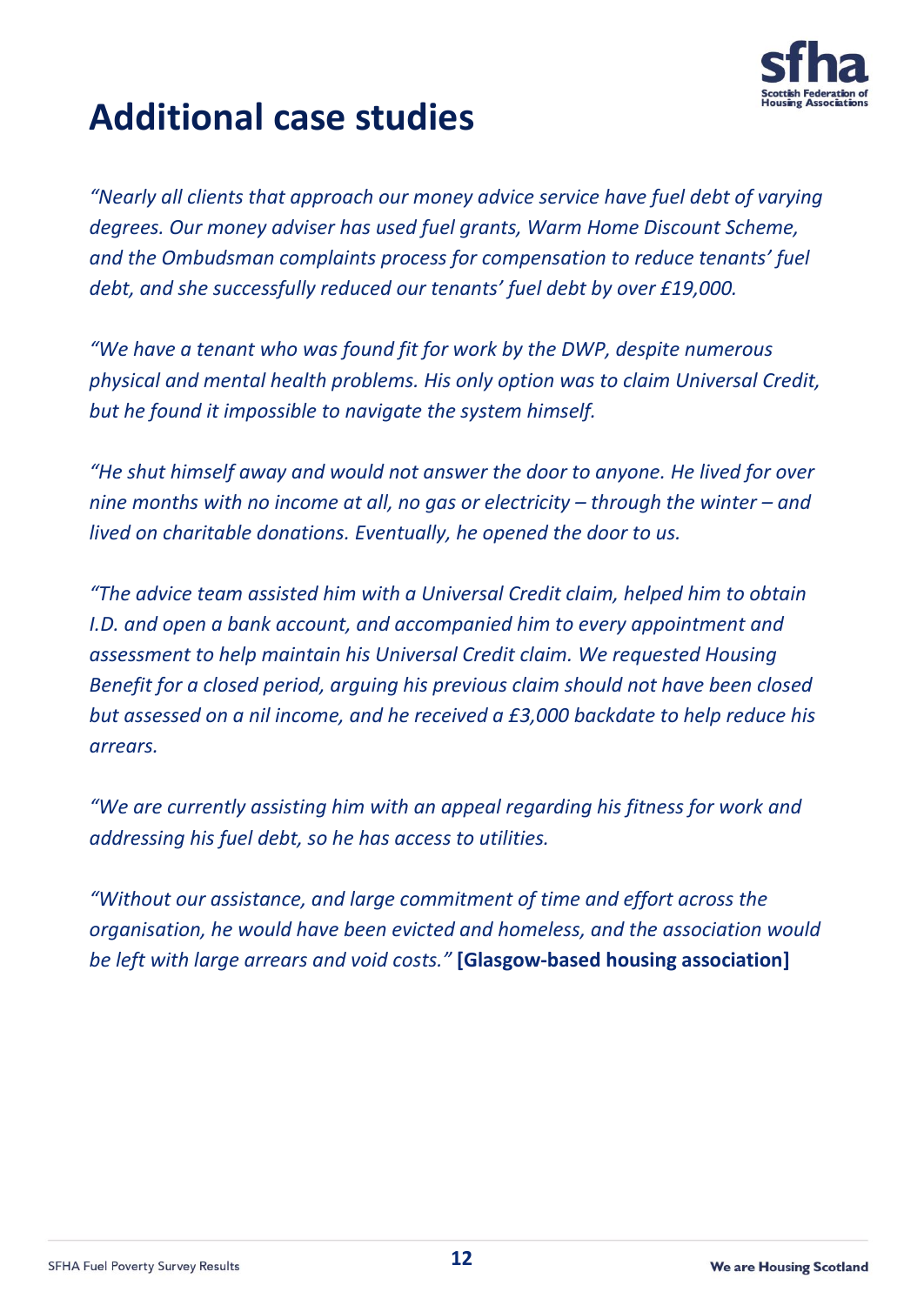# Additional case studies

*"Nearly all clients that approach our money advice service have fuel debt of varying degrees. Our money adviser has used fuel grants, Warm Home Discount Scheme, and the Ombudsman complaints process for compensation to reduce tenants' fuel debt, and she successfully reduced our tenants' fuel debt by over £19,000.*

*"We have a tenant who was found fit for work by the DWP, despite numerous physical and mental health problems. His only option was to claim Universal Credit, but he found it impossible to navigate the system himself.*

*"He shut himself away and would not answer the door to anyone. He lived for over nine months with no income at all, no gas or electricity – through the winter – and lived on charitable donations. Eventually, he opened the door to us.*

*"The advice team assisted him with a Universal Credit claim, helped him to obtain I.D. and open a bank account, and accompanied him to every appointment and assessment to help maintain his Universal Credit claim. We requested Housing Benefit for a closed period, arguing his previous claim should not have been closed but assessed on a nil income, and he received a £3,000 backdate to help reduce his arrears.*

*"We are currently assisting him with an appeal regarding his fitness for work and addressing his fuel debt, so he has access to utilities.*

*"Without our assistance, and large commitment of time and effort across the organisation, he would have been evicted and homeless, and the association would be left with large arrears and void costs."* **[Glasgow-based housing association]**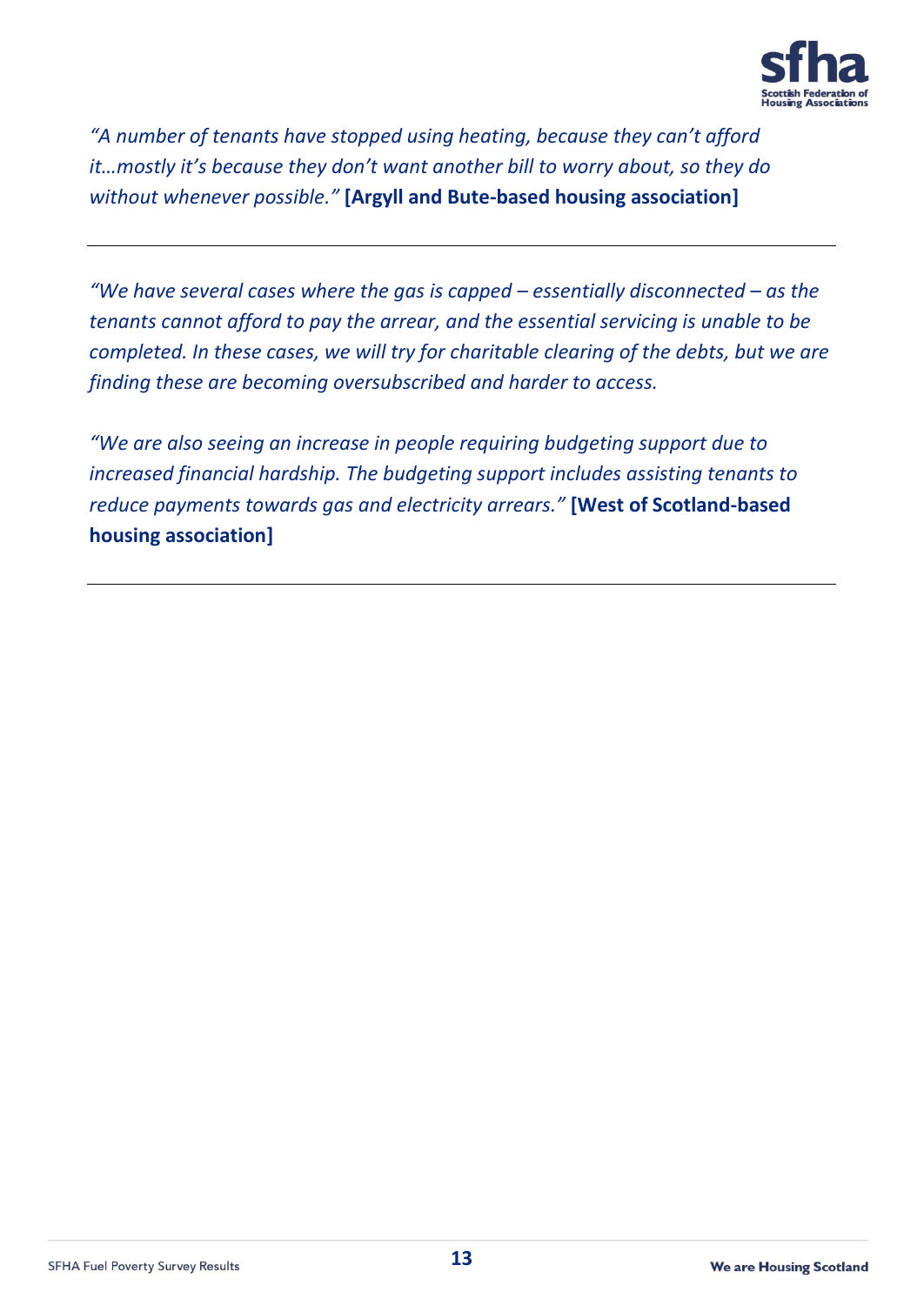*"A number of tenants have stopped using heating, because they can't afford it…mostly it's because they don't want another bill to worry about, so they do without whenever possible."* **[Argyll and Bute-based housing association]**

---

*"We have several cases where the gas is capped – essentially disconnected – as the tenants cannot afford to pay the arrear, and the essential servicing is unable to be completed. In these cases, we will try for charitable clearing of the debts, but we are finding these are becoming oversubscribed and harder to access.*

*"We are also seeing an increase in people requiring budgeting support due to increased financial hardship. The budgeting support includes assisting tenants to reduce payments towards gas and electricity arrears."* **[West of Scotland-based housing association]**

---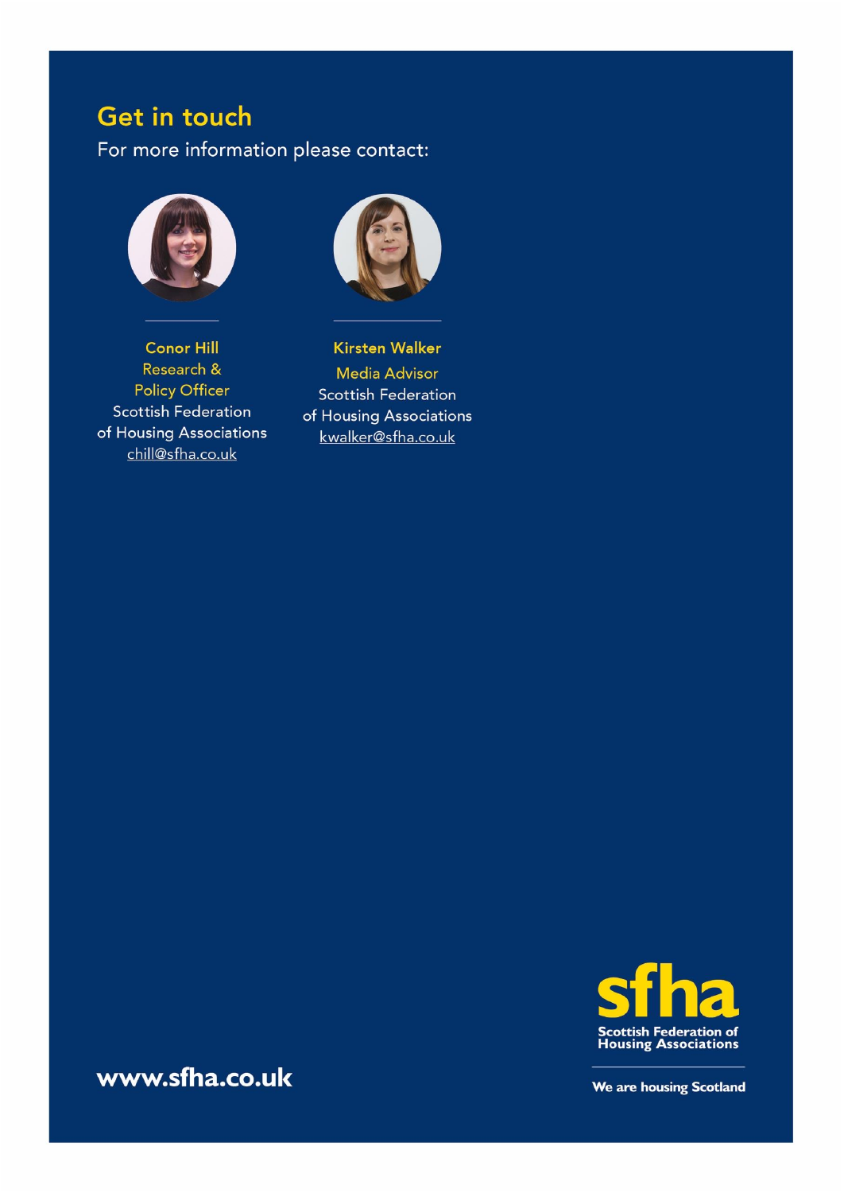## Get in touch

For more information please contact:

**Conor Hill**
Research & Policy Officer
Scottish Federation of Housing Associations
chill@sfha.co.uk

**Kirsten Walker**
Media Advisor
Scottish Federation of Housing Associations
kwalker@sfha.co.uk

**www.sfha.co.uk**

sfha
Scottish Federation of Housing Associations

We are housing Scotland